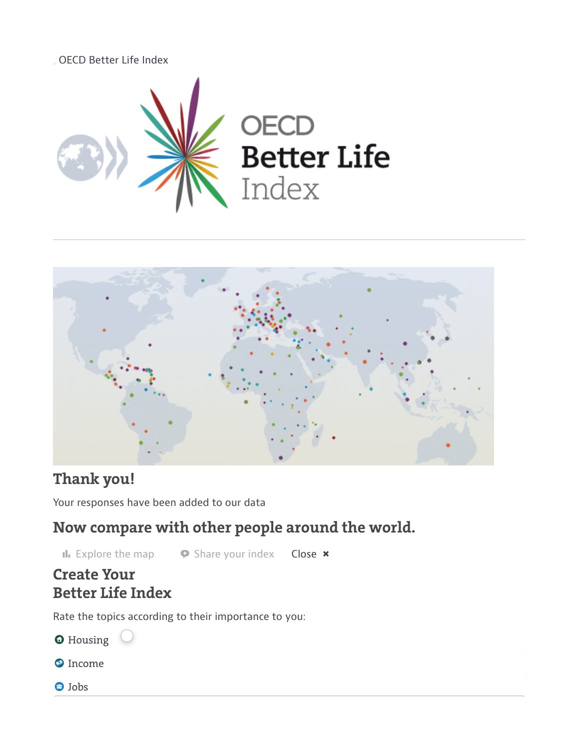OECD Better Life Index

OECD
Better Life
Index

## Thank you!

Your responses have been added to our data

## Now compare with other people around the world.

Explore the map   Share your index   Close ×

## Create Your Better Life Index

Rate the topics according to their importance to you:

- Housing
- Income
- Jobs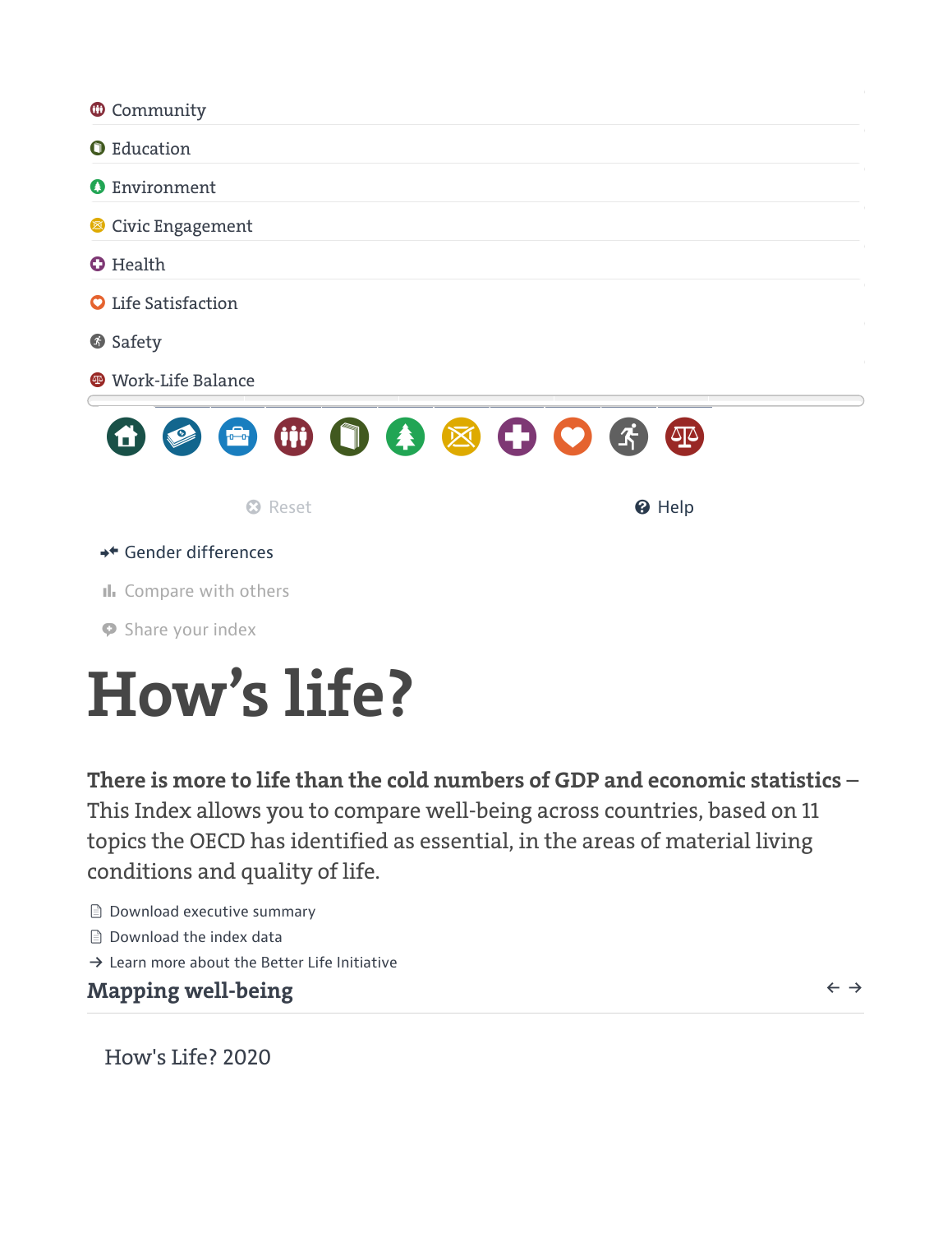- Community
- Education
- Environment
- Civic Engagement
- Health
- Life Satisfaction
- Safety
- Work-Life Balance

Reset

Help

Gender differences

Compare with others

Share your index

# How’s life?

**There is more to life than the cold numbers of GDP and economic statistics** – This Index allows you to compare well-being across countries, based on 11 topics the OECD has identified as essential, in the areas of material living conditions and quality of life.

- Download executive summary
- Download the index data
- → Learn more about the Better Life Initiative

## Mapping well-being

How's Life? 2020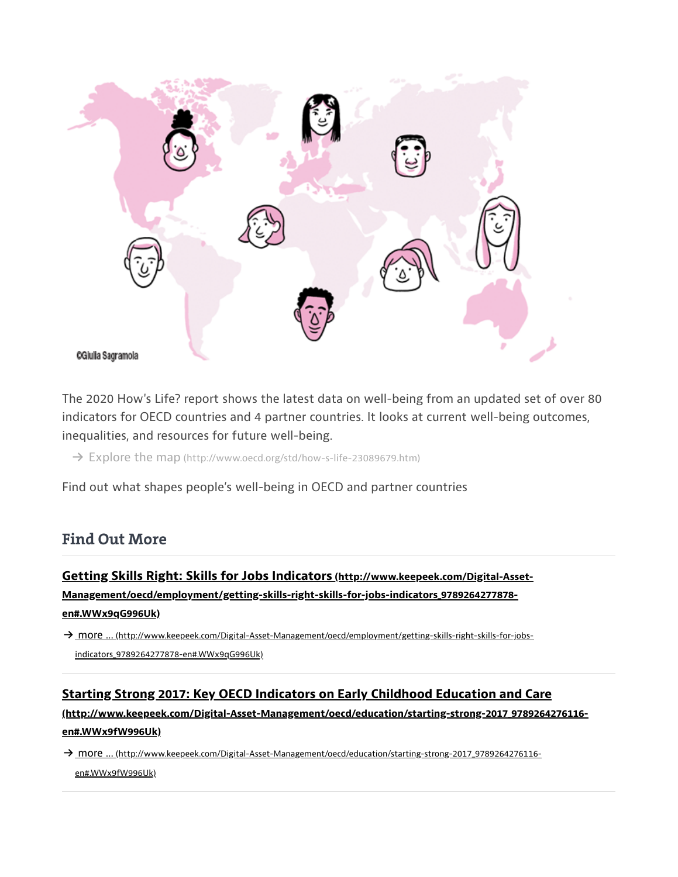©Giulia Sagramola

The 2020 How's Life? report shows the latest data on well-being from an updated set of over 80 indicators for OECD countries and 4 partner countries. It looks at current well-being outcomes, inequalities, and resources for future well-being.

→ Explore the map (http://www.oecd.org/std/how-s-life-23089679.htm)

Find out what shapes people's well-being in OECD and partner countries

## Find Out More

**[Getting Skills Right: Skills for Jobs Indicators](http://www.keepeek.com/Digital-Asset-Management/oecd/employment/getting-skills-right-skills-for-jobs-indicators_9789264277878-en#.WWx9qG996Uk) (http://www.keepeek.com/Digital-Asset-Management/oecd/employment/getting-skills-right-skills-for-jobs-indicators_9789264277878-en#.WWx9qG996Uk)**

→ [more ...](http://www.keepeek.com/Digital-Asset-Management/oecd/employment/getting-skills-right-skills-for-jobs-indicators_9789264277878-en#.WWx9qG996Uk) (http://www.keepeek.com/Digital-Asset-Management/oecd/employment/getting-skills-right-skills-for-jobs-indicators_9789264277878-en#.WWx9qG996Uk)

**[Starting Strong 2017: Key OECD Indicators on Early Childhood Education and Care](http://www.keepeek.com/Digital-Asset-Management/oecd/education/starting-strong-2017_9789264276116-en#.WWx9fW996Uk) (http://www.keepeek.com/Digital-Asset-Management/oecd/education/starting-strong-2017_9789264276116-en#.WWx9fW996Uk)**

→ [more ...](http://www.keepeek.com/Digital-Asset-Management/oecd/education/starting-strong-2017_9789264276116-en#.WWx9fW996Uk) (http://www.keepeek.com/Digital-Asset-Management/oecd/education/starting-strong-2017_9789264276116-en#.WWx9fW996Uk)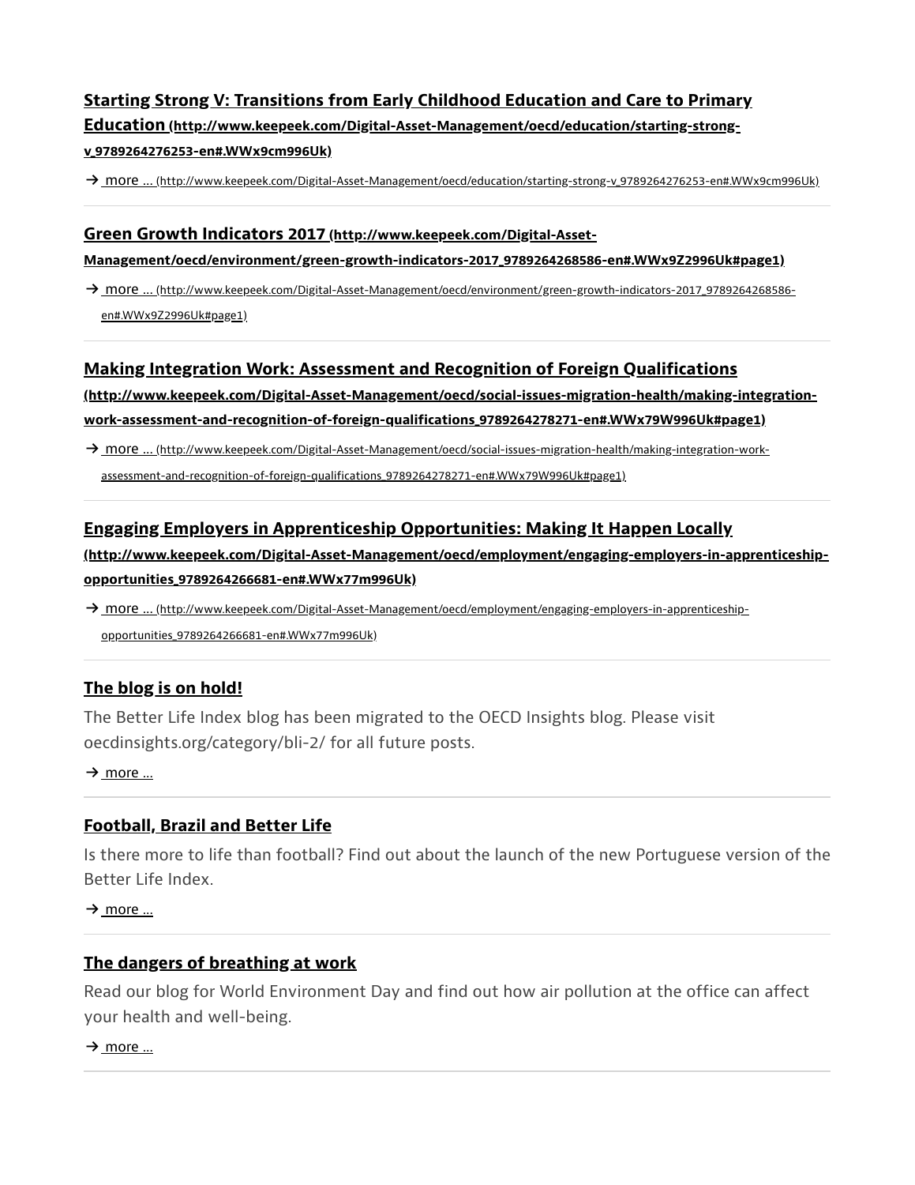### [Starting Strong V: Transitions from Early Childhood Education and Care to Primary Education (http://www.keepeek.com/Digital-Asset-Management/oecd/education/starting-strong-v_9789264276253-en#.WWx9cm996Uk)](http://www.keepeek.com/Digital-Asset-Management/oecd/education/starting-strong-v_9789264276253-en#.WWx9cm996Uk)

→ [more ... (http://www.keepeek.com/Digital-Asset-Management/oecd/education/starting-strong-v_9789264276253-en#.WWx9cm996Uk)](http://www.keepeek.com/Digital-Asset-Management/oecd/education/starting-strong-v_9789264276253-en#.WWx9cm996Uk)

---

### [Green Growth Indicators 2017 (http://www.keepeek.com/Digital-Asset-Management/oecd/environment/green-growth-indicators-2017_9789264268586-en#.WWx9Z2996Uk#page1)](http://www.keepeek.com/Digital-Asset-Management/oecd/environment/green-growth-indicators-2017_9789264268586-en#.WWx9Z2996Uk#page1)

→ [more ... (http://www.keepeek.com/Digital-Asset-Management/oecd/environment/green-growth-indicators-2017_9789264268586-en#.WWx9Z2996Uk#page1)](http://www.keepeek.com/Digital-Asset-Management/oecd/environment/green-growth-indicators-2017_9789264268586-en#.WWx9Z2996Uk#page1)

---

### [Making Integration Work: Assessment and Recognition of Foreign Qualifications (http://www.keepeek.com/Digital-Asset-Management/oecd/social-issues-migration-health/making-integration-work-assessment-and-recognition-of-foreign-qualifications_9789264278271-en#.WWx79W996Uk#page1)](http://www.keepeek.com/Digital-Asset-Management/oecd/social-issues-migration-health/making-integration-work-assessment-and-recognition-of-foreign-qualifications_9789264278271-en#.WWx79W996Uk#page1)

→ [more ... (http://www.keepeek.com/Digital-Asset-Management/oecd/social-issues-migration-health/making-integration-work-assessment-and-recognition-of-foreign-qualifications_9789264278271-en#.WWx79W996Uk#page1)](http://www.keepeek.com/Digital-Asset-Management/oecd/social-issues-migration-health/making-integration-work-assessment-and-recognition-of-foreign-qualifications_9789264278271-en#.WWx79W996Uk#page1)

---

### [Engaging Employers in Apprenticeship Opportunities: Making It Happen Locally (http://www.keepeek.com/Digital-Asset-Management/oecd/employment/engaging-employers-in-apprenticeship-opportunities_9789264266681-en#.WWx77m996Uk)](http://www.keepeek.com/Digital-Asset-Management/oecd/employment/engaging-employers-in-apprenticeship-opportunities_9789264266681-en#.WWx77m996Uk)

→ [more ... (http://www.keepeek.com/Digital-Asset-Management/oecd/employment/engaging-employers-in-apprenticeship-opportunities_9789264266681-en#.WWx77m996Uk)](http://www.keepeek.com/Digital-Asset-Management/oecd/employment/engaging-employers-in-apprenticeship-opportunities_9789264266681-en#.WWx77m996Uk)

---

### The blog is on hold!

The Better Life Index blog has been migrated to the OECD Insights blog. Please visit oecdinsights.org/category/bli-2/ for all future posts.

→ more ...

---

### Football, Brazil and Better Life

Is there more to life than football? Find out about the launch of the new Portuguese version of the Better Life Index.

→ more ...

---

### The dangers of breathing at work

Read our blog for World Environment Day and find out how air pollution at the office can affect your health and well-being.

→ more ...

---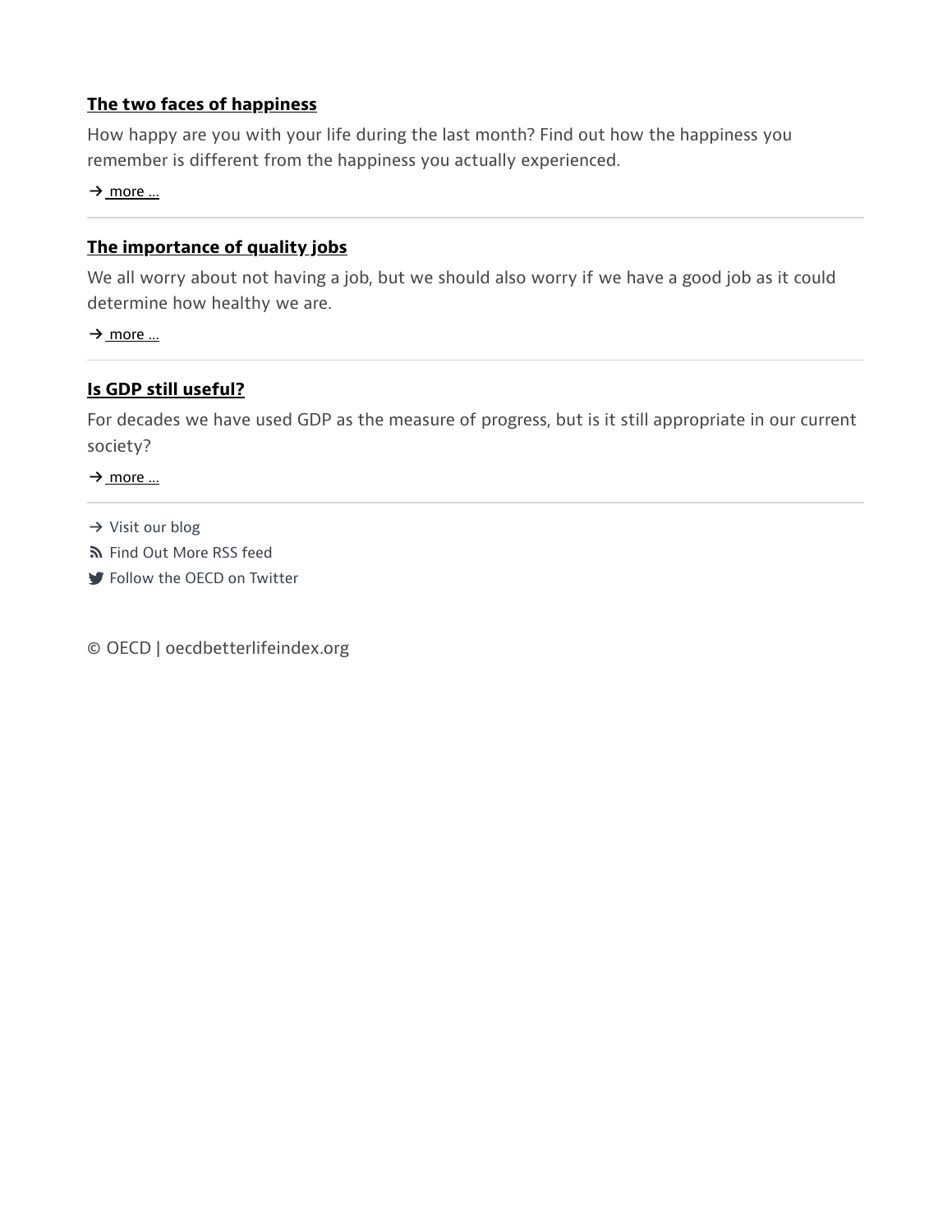### The two faces of happiness

How happy are you with your life during the last month? Find out how the happiness you remember is different from the happiness you actually experienced.

→ more ...

---

### The importance of quality jobs

We all worry about not having a job, but we should also worry if we have a good job as it could determine how healthy we are.

→ more ...

---

### Is GDP still useful?

For decades we have used GDP as the measure of progress, but is it still appropriate in our current society?

→ more ...

---

→ Visit our blog

Find Out More RSS feed

Follow the OECD on Twitter

© OECD | oecdbetterlifeindex.org